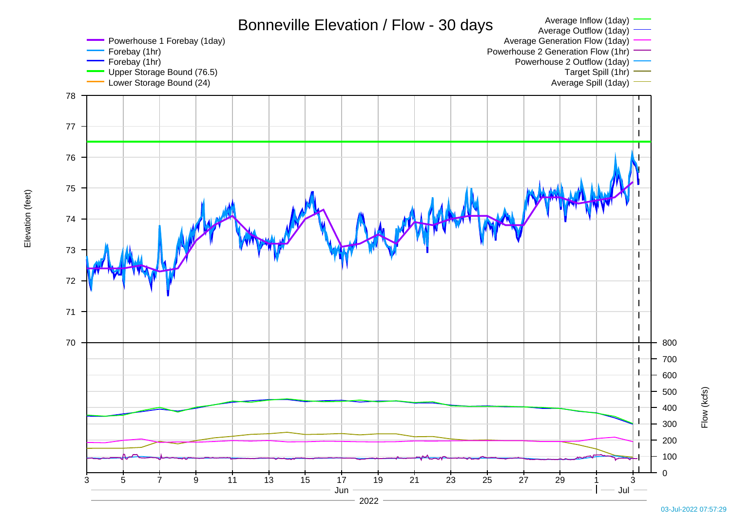# Bonneville Elevation / Flow - 30 days

Powerhouse 1 Forebay (1day)
Forebay (1hr)
Forebay (1hr)
Upper Storage Bound (76.5)
Lower Storage Bound (24)

Average Inflow (1day)
Average Outflow (1day)
Average Generation Flow (1day)
Powerhouse 2 Generation Flow (1hr)
Powerhouse 2 Outflow (1day)
Target Spill (1hr)
Average Spill (1day)

Elevation (feet)

Flow (kcfs)

Jun — Jul

2022

03-Jul-2022 07:57:29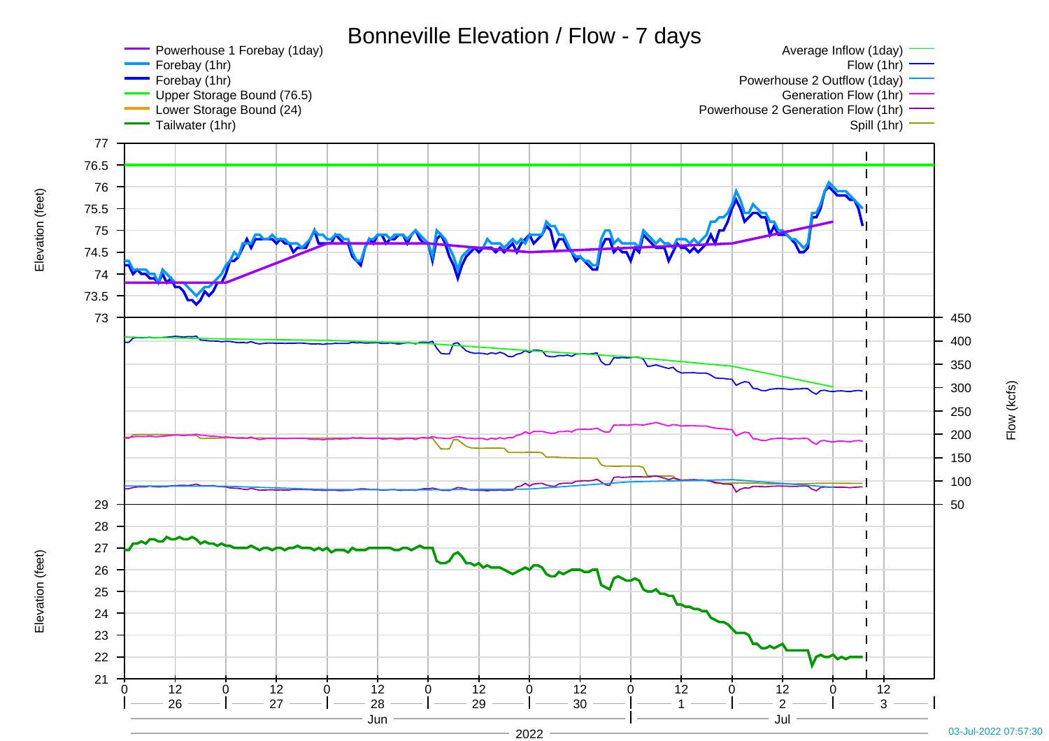# Bonneville Elevation / Flow - 7 days

- Powerhouse 1 Forebay (1day)
- Forebay (1hr)
- Forebay (1hr)
- Upper Storage Bound (76.5)
- Lower Storage Bound (24)
- Tailwater (1hr)

- Average Inflow (1day)
- Flow (1hr)
- Powerhouse 2 Outflow (1day)
- Generation Flow (1hr)
- Powerhouse 2 Generation Flow (1hr)
- Spill (1hr)

Elevation (feet)

Flow (kcfs)

Elevation (feet)

0 12 0 12 0 12 0 12 0 12 0 12 0 12

26 27 28 29 30 1 2 3

Jun Jul

2022

03-Jul-2022 07:57:30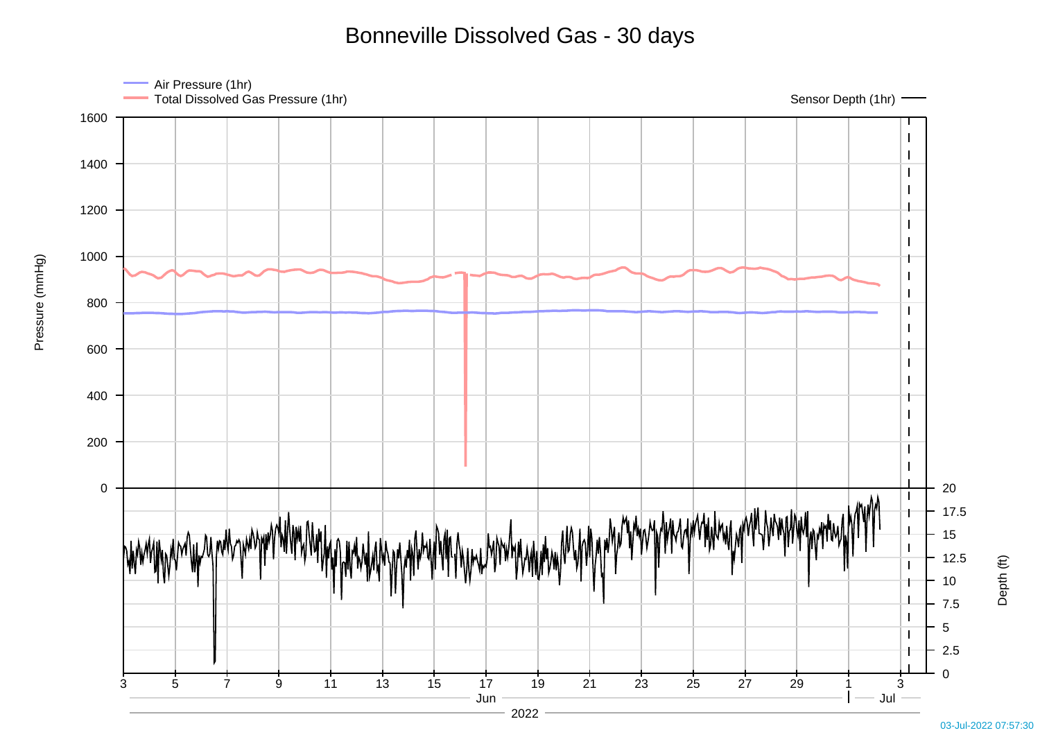# Bonneville Dissolved Gas - 30 days

Air Pressure (1hr)
Total Dissolved Gas Pressure (1hr)
Sensor Depth (1hr)

Pressure (mmHg): 0, 200, 400, 600, 800, 1000, 1200, 1400, 1600

Depth (ft): 0, 2.5, 5, 7.5, 10, 12.5, 15, 17.5, 20

3 5 7 9 11 13 15 17 19 21 23 25 27 29 1 3

Jun | Jul

2022

03-Jul-2022 07:57:30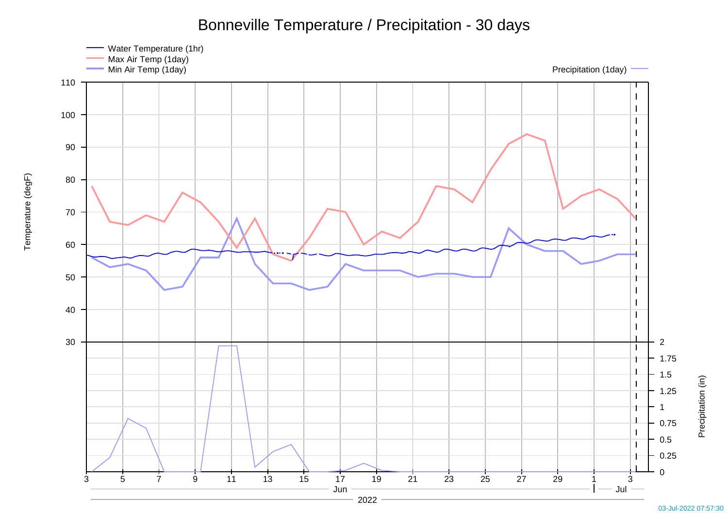# Bonneville Temperature / Precipitation - 30 days

Water Temperature (1hr)
Max Air Temp (1day)
Min Air Temp (1day)

Precipitation (1day)

Temperature (degF)

110
100
90
80
70
60
50
40
30

Precipitation (in)

2
1.75
1.5
1.25
1
0.75
0.5
0.25
0

3 5 7 9 11 13 15 17 19 21 23 25 27 29 1 3

Jun

Jul

2022

03-Jul-2022 07:57:30